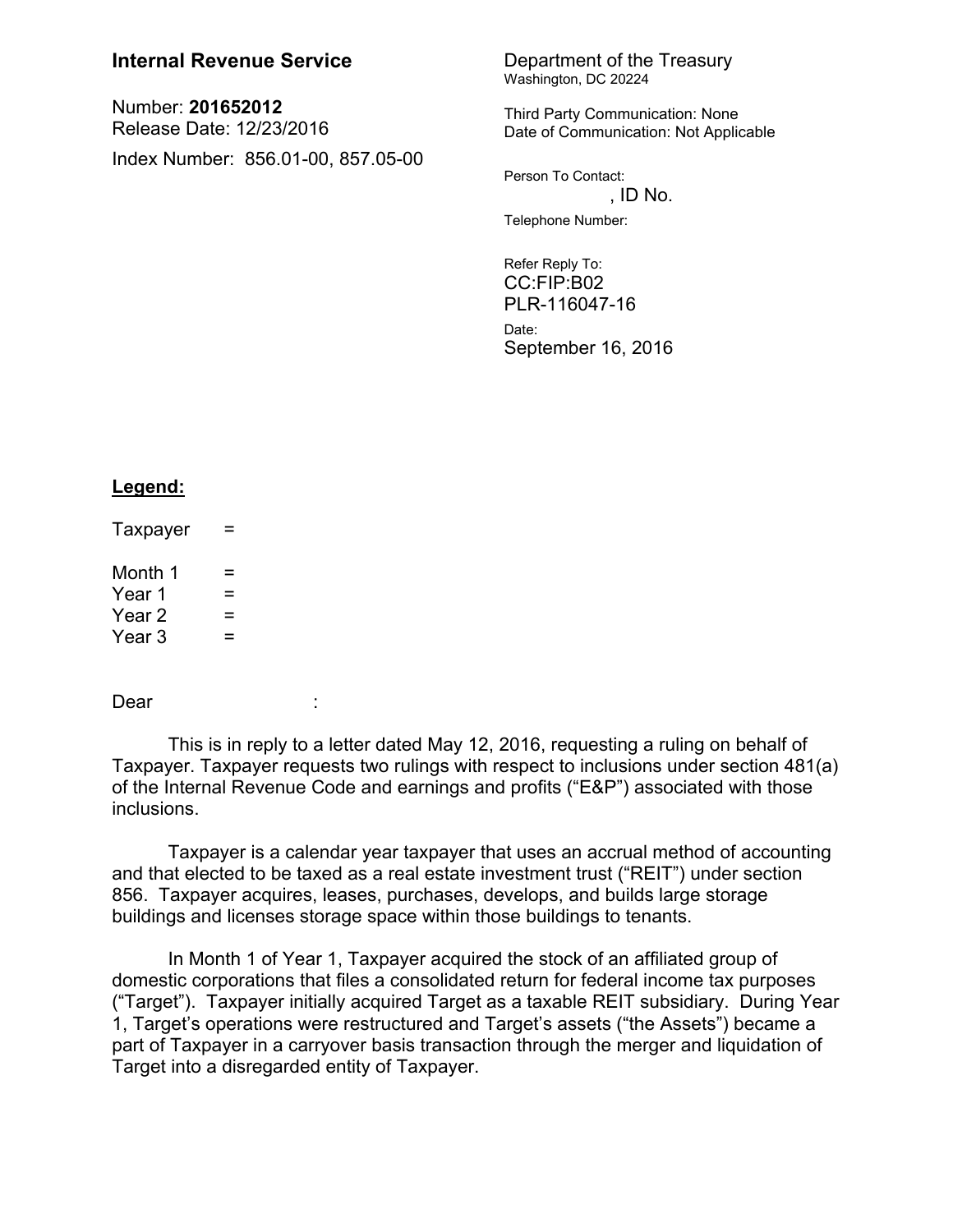**Internal Revenue Service**

Number: **201652012**
Release Date: 12/23/2016
Index Number: 856.01-00, 857.05-00

Department of the Treasury
Washington, DC 20224

Third Party Communication: None
Date of Communication: Not Applicable

Person To Contact:
, ID No.
Telephone Number:

Refer Reply To:
CC:FIP:B02
PLR-116047-16
Date:
September 16, 2016

**Legend:**

Taxpayer =

Month 1 =
Year 1 =
Year 2 =
Year 3 =

Dear :

This is in reply to a letter dated May 12, 2016, requesting a ruling on behalf of Taxpayer. Taxpayer requests two rulings with respect to inclusions under section 481(a) of the Internal Revenue Code and earnings and profits ("E&P") associated with those inclusions.

Taxpayer is a calendar year taxpayer that uses an accrual method of accounting and that elected to be taxed as a real estate investment trust ("REIT") under section 856. Taxpayer acquires, leases, purchases, develops, and builds large storage buildings and licenses storage space within those buildings to tenants.

In Month 1 of Year 1, Taxpayer acquired the stock of an affiliated group of domestic corporations that files a consolidated return for federal income tax purposes ("Target"). Taxpayer initially acquired Target as a taxable REIT subsidiary. During Year 1, Target's operations were restructured and Target's assets ("the Assets") became a part of Taxpayer in a carryover basis transaction through the merger and liquidation of Target into a disregarded entity of Taxpayer.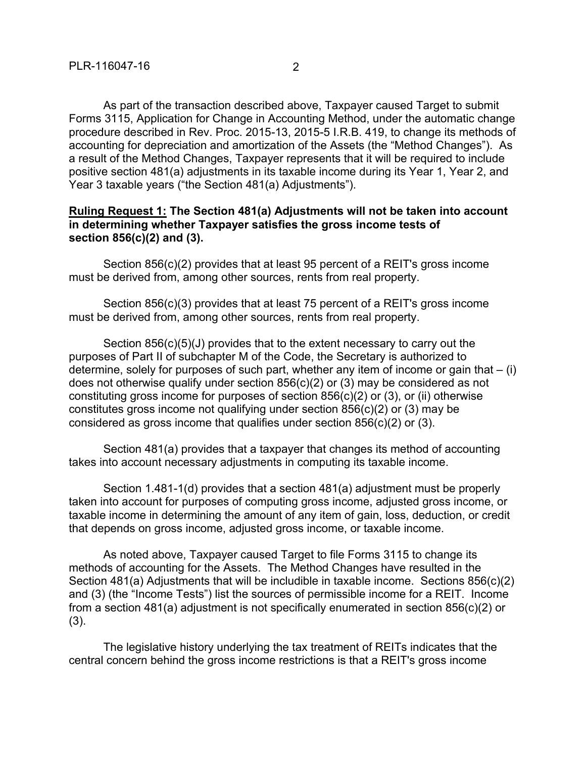As part of the transaction described above, Taxpayer caused Target to submit Forms 3115, Application for Change in Accounting Method, under the automatic change procedure described in Rev. Proc. 2015-13, 2015-5 I.R.B. 419, to change its methods of accounting for depreciation and amortization of the Assets (the "Method Changes"). As a result of the Method Changes, Taxpayer represents that it will be required to include positive section 481(a) adjustments in its taxable income during its Year 1, Year 2, and Year 3 taxable years ("the Section 481(a) Adjustments").

**<u>Ruling Request 1:</u> The Section 481(a) Adjustments will not be taken into account in determining whether Taxpayer satisfies the gross income tests of section 856(c)(2) and (3).**

Section 856(c)(2) provides that at least 95 percent of a REIT's gross income must be derived from, among other sources, rents from real property.

Section 856(c)(3) provides that at least 75 percent of a REIT's gross income must be derived from, among other sources, rents from real property.

Section 856(c)(5)(J) provides that to the extent necessary to carry out the purposes of Part II of subchapter M of the Code, the Secretary is authorized to determine, solely for purposes of such part, whether any item of income or gain that – (i) does not otherwise qualify under section 856(c)(2) or (3) may be considered as not constituting gross income for purposes of section 856(c)(2) or (3), or (ii) otherwise constitutes gross income not qualifying under section 856(c)(2) or (3) may be considered as gross income that qualifies under section 856(c)(2) or (3).

Section 481(a) provides that a taxpayer that changes its method of accounting takes into account necessary adjustments in computing its taxable income.

Section 1.481-1(d) provides that a section 481(a) adjustment must be properly taken into account for purposes of computing gross income, adjusted gross income, or taxable income in determining the amount of any item of gain, loss, deduction, or credit that depends on gross income, adjusted gross income, or taxable income.

As noted above, Taxpayer caused Target to file Forms 3115 to change its methods of accounting for the Assets. The Method Changes have resulted in the Section 481(a) Adjustments that will be includible in taxable income. Sections 856(c)(2) and (3) (the "Income Tests") list the sources of permissible income for a REIT. Income from a section 481(a) adjustment is not specifically enumerated in section 856(c)(2) or (3).

The legislative history underlying the tax treatment of REITs indicates that the central concern behind the gross income restrictions is that a REIT's gross income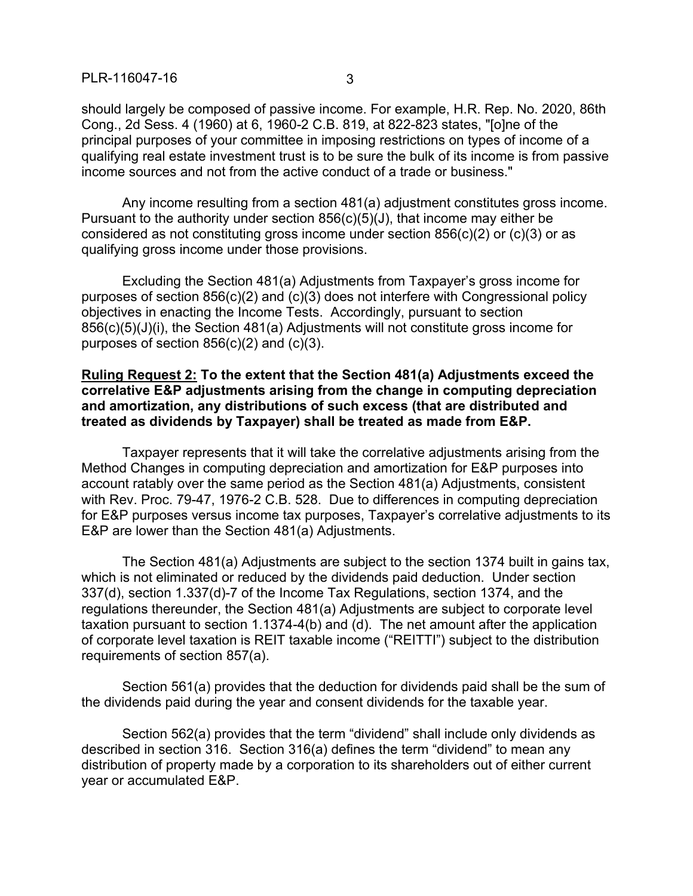should largely be composed of passive income. For example, H.R. Rep. No. 2020, 86th Cong., 2d Sess. 4 (1960) at 6, 1960-2 C.B. 819, at 822-823 states, "[o]ne of the principal purposes of your committee in imposing restrictions on types of income of a qualifying real estate investment trust is to be sure the bulk of its income is from passive income sources and not from the active conduct of a trade or business."

Any income resulting from a section 481(a) adjustment constitutes gross income. Pursuant to the authority under section 856(c)(5)(J), that income may either be considered as not constituting gross income under section 856(c)(2) or (c)(3) or as qualifying gross income under those provisions.

Excluding the Section 481(a) Adjustments from Taxpayer's gross income for purposes of section 856(c)(2) and (c)(3) does not interfere with Congressional policy objectives in enacting the Income Tests. Accordingly, pursuant to section 856(c)(5)(J)(i), the Section 481(a) Adjustments will not constitute gross income for purposes of section 856(c)(2) and (c)(3).

**<u>Ruling Request 2:</u> To the extent that the Section 481(a) Adjustments exceed the correlative E&P adjustments arising from the change in computing depreciation and amortization, any distributions of such excess (that are distributed and treated as dividends by Taxpayer) shall be treated as made from E&P.**

Taxpayer represents that it will take the correlative adjustments arising from the Method Changes in computing depreciation and amortization for E&P purposes into account ratably over the same period as the Section 481(a) Adjustments, consistent with Rev. Proc. 79-47, 1976-2 C.B. 528. Due to differences in computing depreciation for E&P purposes versus income tax purposes, Taxpayer's correlative adjustments to its E&P are lower than the Section 481(a) Adjustments.

The Section 481(a) Adjustments are subject to the section 1374 built in gains tax, which is not eliminated or reduced by the dividends paid deduction. Under section 337(d), section 1.337(d)-7 of the Income Tax Regulations, section 1374, and the regulations thereunder, the Section 481(a) Adjustments are subject to corporate level taxation pursuant to section 1.1374-4(b) and (d). The net amount after the application of corporate level taxation is REIT taxable income ("REITTI") subject to the distribution requirements of section 857(a).

Section 561(a) provides that the deduction for dividends paid shall be the sum of the dividends paid during the year and consent dividends for the taxable year.

Section 562(a) provides that the term "dividend" shall include only dividends as described in section 316. Section 316(a) defines the term "dividend" to mean any distribution of property made by a corporation to its shareholders out of either current year or accumulated E&P.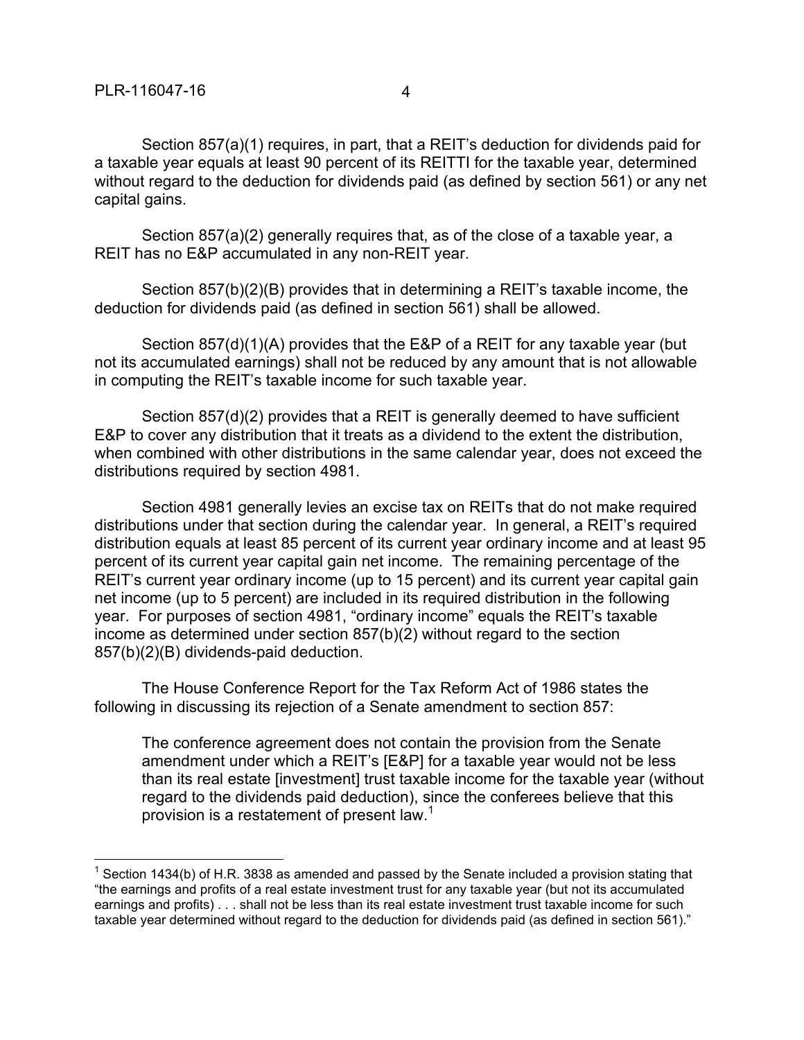Section 857(a)(1) requires, in part, that a REIT's deduction for dividends paid for a taxable year equals at least 90 percent of its REITTI for the taxable year, determined without regard to the deduction for dividends paid (as defined by section 561) or any net capital gains.

Section 857(a)(2) generally requires that, as of the close of a taxable year, a REIT has no E&P accumulated in any non-REIT year.

Section 857(b)(2)(B) provides that in determining a REIT's taxable income, the deduction for dividends paid (as defined in section 561) shall be allowed.

Section 857(d)(1)(A) provides that the E&P of a REIT for any taxable year (but not its accumulated earnings) shall not be reduced by any amount that is not allowable in computing the REIT's taxable income for such taxable year.

Section 857(d)(2) provides that a REIT is generally deemed to have sufficient E&P to cover any distribution that it treats as a dividend to the extent the distribution, when combined with other distributions in the same calendar year, does not exceed the distributions required by section 4981.

Section 4981 generally levies an excise tax on REITs that do not make required distributions under that section during the calendar year. In general, a REIT's required distribution equals at least 85 percent of its current year ordinary income and at least 95 percent of its current year capital gain net income. The remaining percentage of the REIT's current year ordinary income (up to 15 percent) and its current year capital gain net income (up to 5 percent) are included in its required distribution in the following year. For purposes of section 4981, "ordinary income" equals the REIT's taxable income as determined under section 857(b)(2) without regard to the section 857(b)(2)(B) dividends-paid deduction.

The House Conference Report for the Tax Reform Act of 1986 states the following in discussing its rejection of a Senate amendment to section 857:

> The conference agreement does not contain the provision from the Senate amendment under which a REIT's [E&P] for a taxable year would not be less than its real estate [investment] trust taxable income for the taxable year (without regard to the dividends paid deduction), since the conferees believe that this provision is a restatement of present law.[1]

---

[1] Section 1434(b) of H.R. 3838 as amended and passed by the Senate included a provision stating that "the earnings and profits of a real estate investment trust for any taxable year (but not its accumulated earnings and profits) . . . shall not be less than its real estate investment trust taxable income for such taxable year determined without regard to the deduction for dividends paid (as defined in section 561)."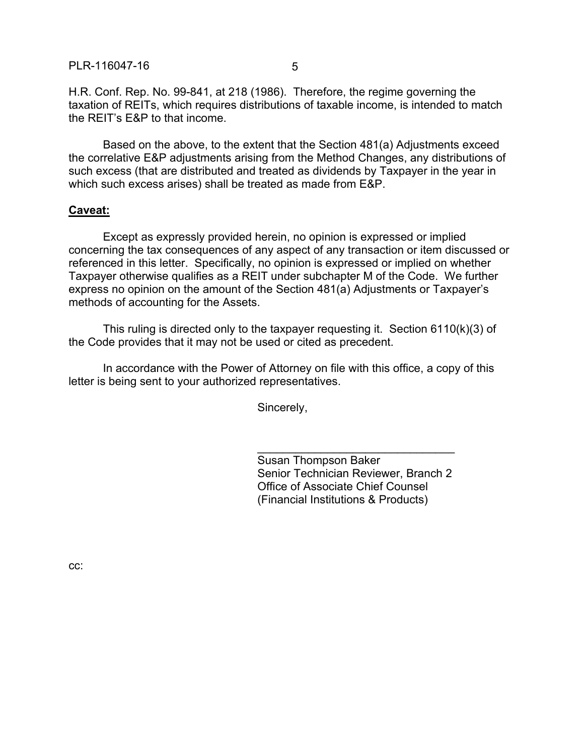H.R. Conf. Rep. No. 99-841, at 218 (1986). Therefore, the regime governing the taxation of REITs, which requires distributions of taxable income, is intended to match the REIT's E&P to that income.

Based on the above, to the extent that the Section 481(a) Adjustments exceed the correlative E&P adjustments arising from the Method Changes, any distributions of such excess (that are distributed and treated as dividends by Taxpayer in the year in which such excess arises) shall be treated as made from E&P.

**Caveat:**

Except as expressly provided herein, no opinion is expressed or implied concerning the tax consequences of any aspect of any transaction or item discussed or referenced in this letter. Specifically, no opinion is expressed or implied on whether Taxpayer otherwise qualifies as a REIT under subchapter M of the Code. We further express no opinion on the amount of the Section 481(a) Adjustments or Taxpayer's methods of accounting for the Assets.

This ruling is directed only to the taxpayer requesting it. Section 6110(k)(3) of the Code provides that it may not be used or cited as precedent.

In accordance with the Power of Attorney on file with this office, a copy of this letter is being sent to your authorized representatives.

Sincerely,

\_\_\_\_\_\_\_\_\_\_\_\_\_\_\_\_\_\_\_\_\_\_\_\_\_\_\_\_\_\_\_\_

Susan Thompson Baker
Senior Technician Reviewer, Branch 2
Office of Associate Chief Counsel
(Financial Institutions & Products)

cc: